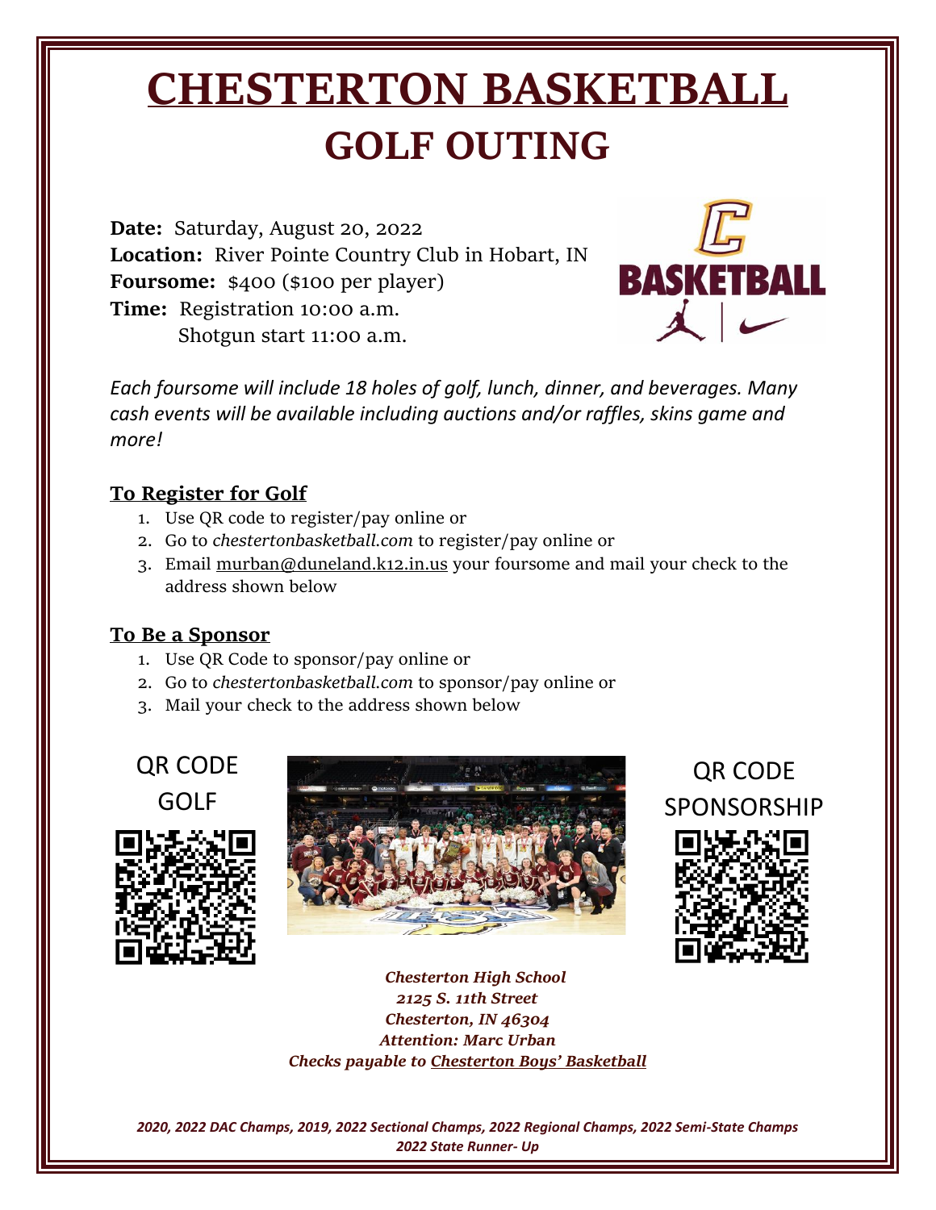# CHESTERTON BASKETBALL

## GOLF OUTING

**Date:** Saturday, August 20, 2022
**Location:** River Pointe Country Club in Hobart, IN
**Foursome:** $400 ($100 per player)
**Time:** Registration 10:00 a.m.
Shotgun start 11:00 a.m.

*Each foursome will include 18 holes of golf, lunch, dinner, and beverages. Many cash events will be available including auctions and/or raffles, skins game and more!*

### To Register for Golf

1. Use QR code to register/pay online or
2. Go to *chestertonbasketball.com* to register/pay online or
3. Email murban@duneland.k12.in.us your foursome and mail your check to the address shown below

### To Be a Sponsor

1. Use QR Code to sponsor/pay online or
2. Go to *chestertonbasketball.com* to sponsor/pay online or
3. Mail your check to the address shown below

QR CODE GOLF

QR CODE SPONSORSHIP

***Chesterton High School***
***2125 S. 11th Street***
***Chesterton, IN 46304***
***Attention: Marc Urban***
***Checks payable to Chesterton Boys' Basketball***

***2020, 2022 DAC Champs, 2019, 2022 Sectional Champs, 2022 Regional Champs, 2022 Semi-State Champs***
***2022 State Runner- Up***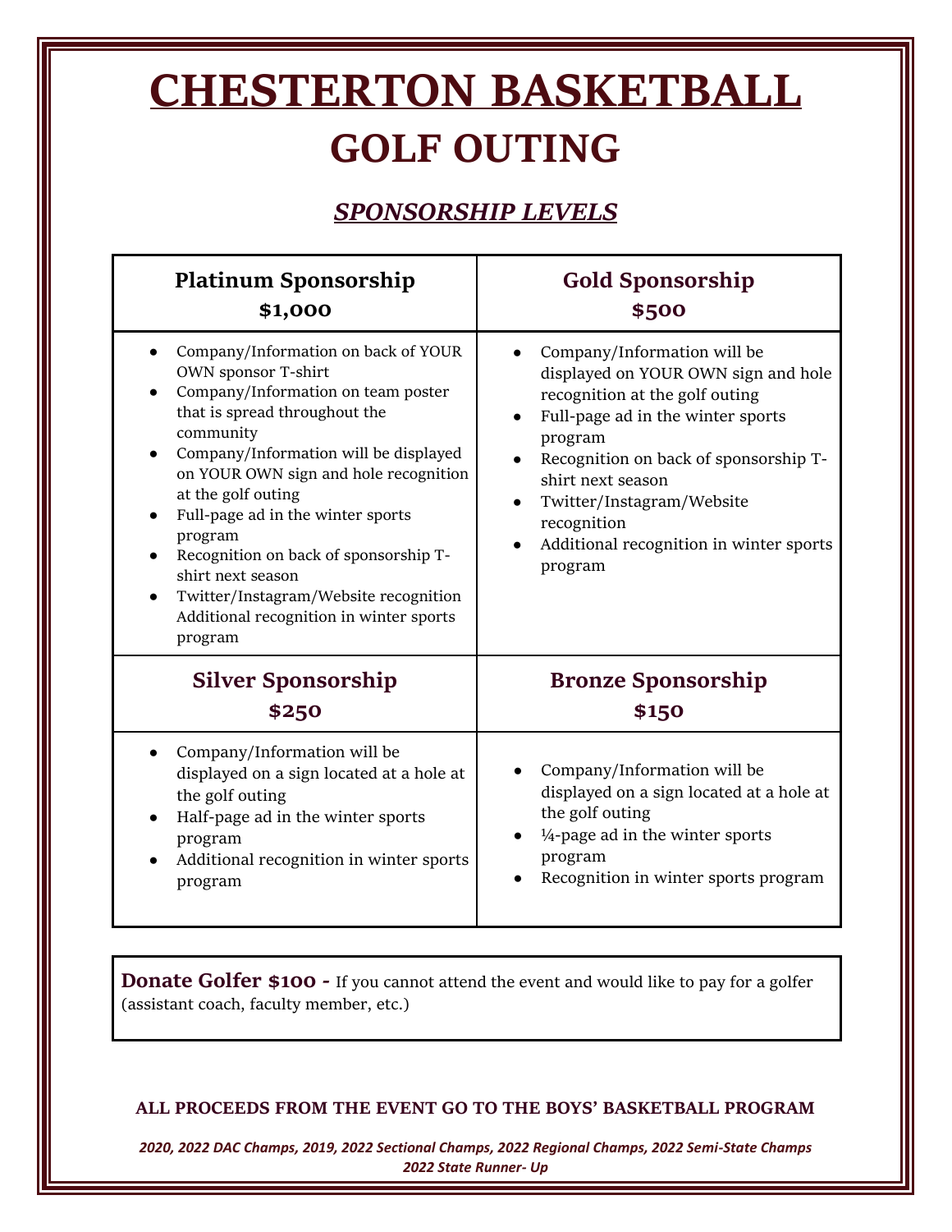# CHESTERTON BASKETBALL

# GOLF OUTING

## *SPONSORSHIP LEVELS*

| **Platinum Sponsorship**<br>**$1,000** | **Gold Sponsorship**<br>**$500** |
| --- | --- |
| ● Company/Information on back of YOUR OWN sponsor T-shirt<br>● Company/Information on team poster that is spread throughout the community<br>● Company/Information will be displayed on YOUR OWN sign and hole recognition at the golf outing<br>● Full-page ad in the winter sports program<br>● Recognition on back of sponsorship T-shirt next season<br>● Twitter/Instagram/Website recognition Additional recognition in winter sports program | ● Company/Information will be displayed on YOUR OWN sign and hole recognition at the golf outing<br>● Full-page ad in the winter sports program<br>● Recognition on back of sponsorship T-shirt next season<br>● Twitter/Instagram/Website recognition<br>● Additional recognition in winter sports program |
| **Silver Sponsorship**<br>**$250** | **Bronze Sponsorship**<br>**$150** |
| ● Company/Information will be displayed on a sign located at a hole at the golf outing<br>● Half-page ad in the winter sports program<br>● Additional recognition in winter sports program | ● Company/Information will be displayed on a sign located at a hole at the golf outing<br>● ¼-page ad in the winter sports program<br>● Recognition in winter sports program |

**Donate Golfer $100 -** If you cannot attend the event and would like to pay for a golfer (assistant coach, faculty member, etc.)

**ALL PROCEEDS FROM THE EVENT GO TO THE BOYS' BASKETBALL PROGRAM**

***2020, 2022 DAC Champs, 2019, 2022 Sectional Champs, 2022 Regional Champs, 2022 Semi-State Champs***
***2022 State Runner- Up***